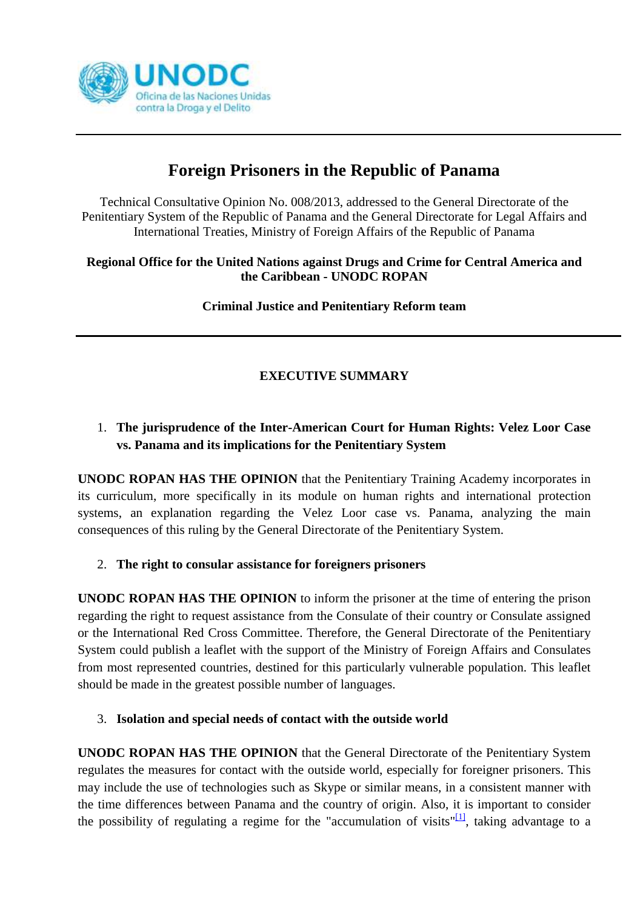# Foreign Prisoners in the Republic of Panama

Technical Consultative Opinion No. 008/2013, addressed to the General Directorate of the Penitentiary System of the Republic of Panama and the General Directorate for Legal Affairs and International Treaties, Ministry of Foreign Affairs of the Republic of Panama

**Regional Office for the United Nations against Drugs and Crime for Central America and the Caribbean - UNODC ROPAN**

**Criminal Justice and Penitentiary Reform team**

## EXECUTIVE SUMMARY

1. **The jurisprudence of the Inter-American Court for Human Rights: Velez Loor Case vs. Panama and its implications for the Penitentiary System**

**UNODC ROPAN HAS THE OPINION** that the Penitentiary Training Academy incorporates in its curriculum, more specifically in its module on human rights and international protection systems, an explanation regarding the Velez Loor case vs. Panama, analyzing the main consequences of this ruling by the General Directorate of the Penitentiary System.

2. **The right to consular assistance for foreigners prisoners**

**UNODC ROPAN HAS THE OPINION** to inform the prisoner at the time of entering the prison regarding the right to request assistance from the Consulate of their country or Consulate assigned or the International Red Cross Committee. Therefore, the General Directorate of the Penitentiary System could publish a leaflet with the support of the Ministry of Foreign Affairs and Consulates from most represented countries, destined for this particularly vulnerable population. This leaflet should be made in the greatest possible number of languages.

3. **Isolation and special needs of contact with the outside world**

**UNODC ROPAN HAS THE OPINION** that the General Directorate of the Penitentiary System regulates the measures for contact with the outside world, especially for foreigner prisoners. This may include the use of technologies such as Skype or similar means, in a consistent manner with the time differences between Panama and the country of origin. Also, it is important to consider the possibility of regulating a regime for the "accumulation of visits"[1], taking advantage to a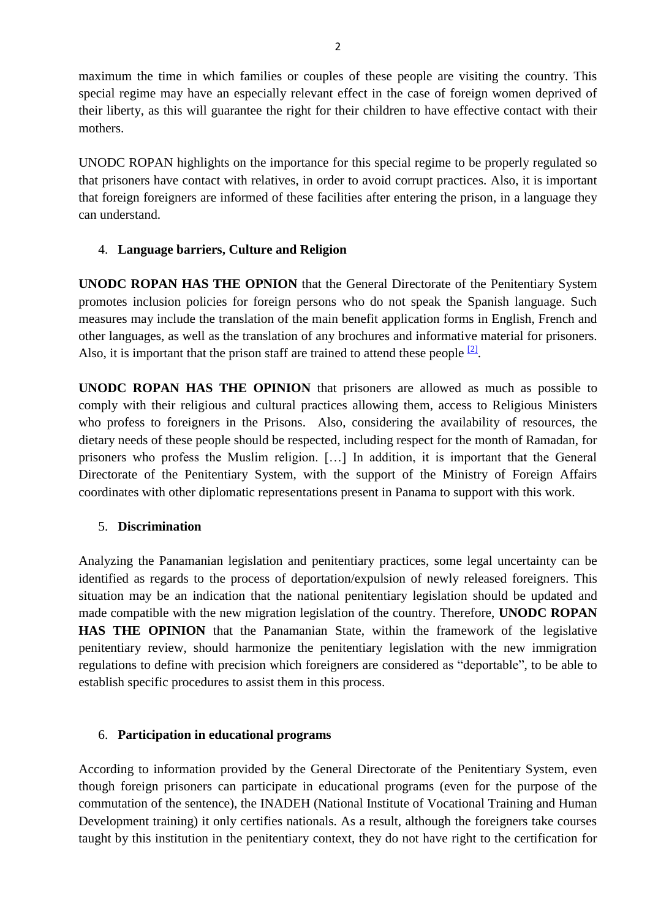maximum the time in which families or couples of these people are visiting the country. This special regime may have an especially relevant effect in the case of foreign women deprived of their liberty, as this will guarantee the right for their children to have effective contact with their mothers.

UNODC ROPAN highlights on the importance for this special regime to be properly regulated so that prisoners have contact with relatives, in order to avoid corrupt practices. Also, it is important that foreign foreigners are informed of these facilities after entering the prison, in a language they can understand.

4. **Language barriers, Culture and Religion**

**UNODC ROPAN HAS THE OPNION** that the General Directorate of the Penitentiary System promotes inclusion policies for foreign persons who do not speak the Spanish language. Such measures may include the translation of the main benefit application forms in English, French and other languages, as well as the translation of any brochures and informative material for prisoners. Also, it is important that the prison staff are trained to attend these people [2].

**UNODC ROPAN HAS THE OPINION** that prisoners are allowed as much as possible to comply with their religious and cultural practices allowing them, access to Religious Ministers who profess to foreigners in the Prisons. Also, considering the availability of resources, the dietary needs of these people should be respected, including respect for the month of Ramadan, for prisoners who profess the Muslim religion. […] In addition, it is important that the General Directorate of the Penitentiary System, with the support of the Ministry of Foreign Affairs coordinates with other diplomatic representations present in Panama to support with this work.

5. **Discrimination**

Analyzing the Panamanian legislation and penitentiary practices, some legal uncertainty can be identified as regards to the process of deportation/expulsion of newly released foreigners. This situation may be an indication that the national penitentiary legislation should be updated and made compatible with the new migration legislation of the country. Therefore, **UNODC ROPAN HAS THE OPINION** that the Panamanian State, within the framework of the legislative penitentiary review, should harmonize the penitentiary legislation with the new immigration regulations to define with precision which foreigners are considered as "deportable", to be able to establish specific procedures to assist them in this process.

6. **Participation in educational programs**

According to information provided by the General Directorate of the Penitentiary System, even though foreign prisoners can participate in educational programs (even for the purpose of the commutation of the sentence), the INADEH (National Institute of Vocational Training and Human Development training) it only certifies nationals. As a result, although the foreigners take courses taught by this institution in the penitentiary context, they do not have right to the certification for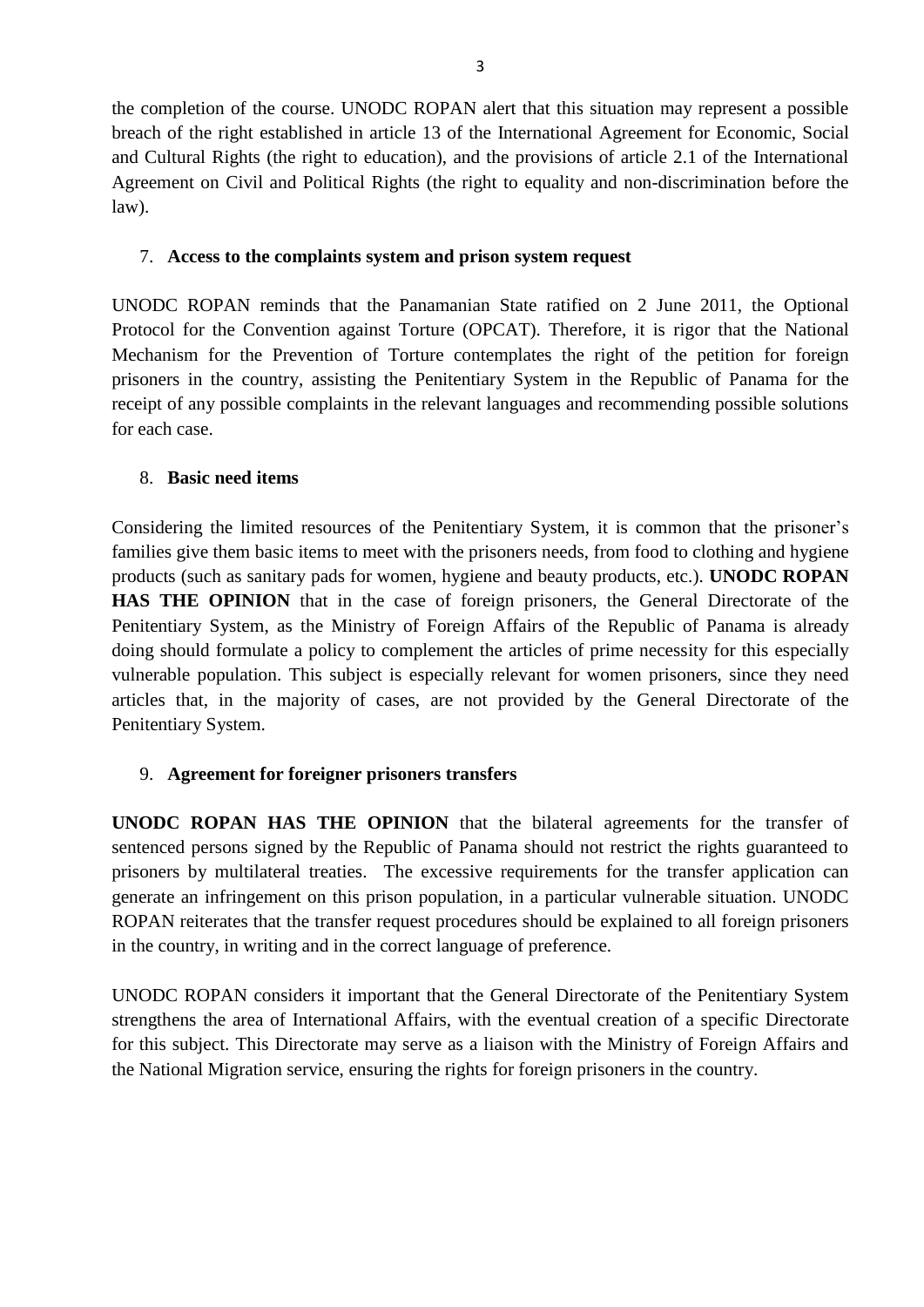the completion of the course. UNODC ROPAN alert that this situation may represent a possible breach of the right established in article 13 of the International Agreement for Economic, Social and Cultural Rights (the right to education), and the provisions of article 2.1 of the International Agreement on Civil and Political Rights (the right to equality and non-discrimination before the law).

7. **Access to the complaints system and prison system request**

UNODC ROPAN reminds that the Panamanian State ratified on 2 June 2011, the Optional Protocol for the Convention against Torture (OPCAT). Therefore, it is rigor that the National Mechanism for the Prevention of Torture contemplates the right of the petition for foreign prisoners in the country, assisting the Penitentiary System in the Republic of Panama for the receipt of any possible complaints in the relevant languages and recommending possible solutions for each case.

8. **Basic need items**

Considering the limited resources of the Penitentiary System, it is common that the prisoner's families give them basic items to meet with the prisoners needs, from food to clothing and hygiene products (such as sanitary pads for women, hygiene and beauty products, etc.). **UNODC ROPAN HAS THE OPINION** that in the case of foreign prisoners, the General Directorate of the Penitentiary System, as the Ministry of Foreign Affairs of the Republic of Panama is already doing should formulate a policy to complement the articles of prime necessity for this especially vulnerable population. This subject is especially relevant for women prisoners, since they need articles that, in the majority of cases, are not provided by the General Directorate of the Penitentiary System.

9. **Agreement for foreigner prisoners transfers**

**UNODC ROPAN HAS THE OPINION** that the bilateral agreements for the transfer of sentenced persons signed by the Republic of Panama should not restrict the rights guaranteed to prisoners by multilateral treaties. The excessive requirements for the transfer application can generate an infringement on this prison population, in a particular vulnerable situation. UNODC ROPAN reiterates that the transfer request procedures should be explained to all foreign prisoners in the country, in writing and in the correct language of preference.

UNODC ROPAN considers it important that the General Directorate of the Penitentiary System strengthens the area of International Affairs, with the eventual creation of a specific Directorate for this subject. This Directorate may serve as a liaison with the Ministry of Foreign Affairs and the National Migration service, ensuring the rights for foreign prisoners in the country.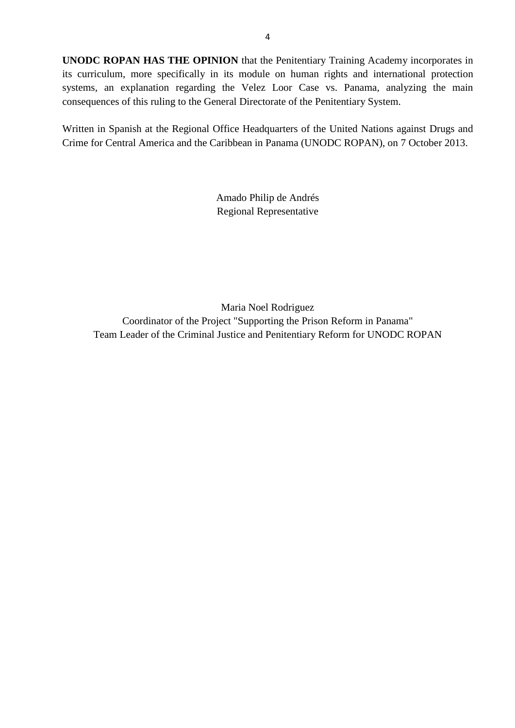**UNODC ROPAN HAS THE OPINION** that the Penitentiary Training Academy incorporates in its curriculum, more specifically in its module on human rights and international protection systems, an explanation regarding the Velez Loor Case vs. Panama, analyzing the main consequences of this ruling to the General Directorate of the Penitentiary System.

Written in Spanish at the Regional Office Headquarters of the United Nations against Drugs and Crime for Central America and the Caribbean in Panama (UNODC ROPAN), on 7 October 2013.

Amado Philip de Andrés
Regional Representative

Maria Noel Rodriguez
Coordinator of the Project "Supporting the Prison Reform in Panama"
Team Leader of the Criminal Justice and Penitentiary Reform for UNODC ROPAN